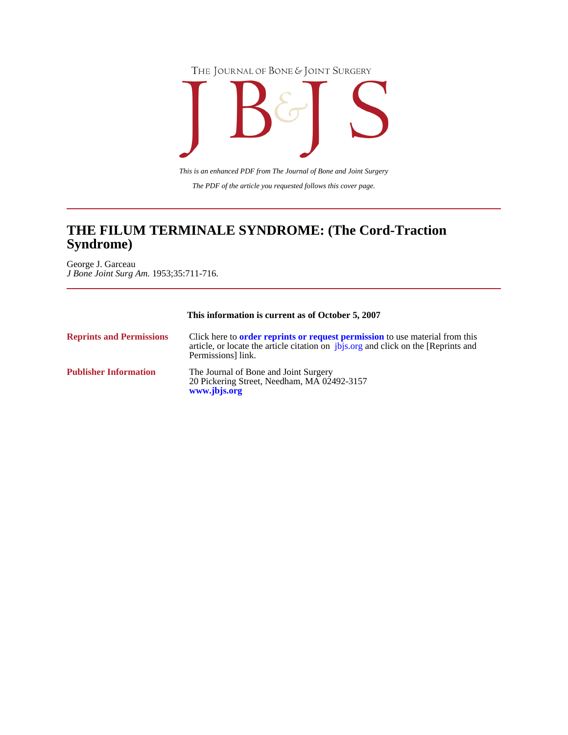THE JOURNAL OF BONE & JOINT SURGERY

JB&JS

*This is an enhanced PDF from The Journal of Bone and Joint Surgery*

*The PDF of the article you requested follows this cover page.*

# THE FILUM TERMINALE SYNDROME: (The Cord-Traction Syndrome)

George J. Garceau
*J Bone Joint Surg Am.* 1953;35:711-716.

**This information is current as of October 5, 2007**

| | |
|---|---|
| **Reprints and Permissions** | Click here to **order reprints or request permission** to use material from this article, or locate the article citation on jbjs.org and click on the [Reprints and Permissions] link. |
| **Publisher Information** | The Journal of Bone and Joint Surgery<br>20 Pickering Street, Needham, MA 02492-3157<br>**www.jbjs.org** |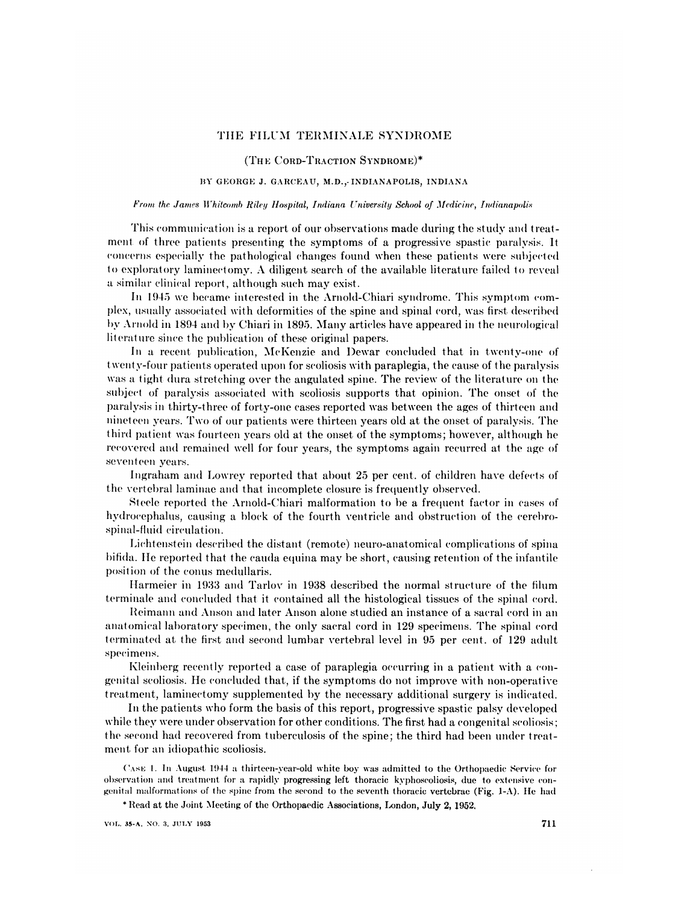# THE FILUM TERMINALE SYNDROME

## (THE CORD-TRACTION SYNDROME)*

BY GEORGE J. GARCEAU, M.D., INDIANAPOLIS, INDIANA

*From the James Whitcomb Riley Hospital, Indiana University School of Medicine, Indianapolis*

This communication is a report of our observations made during the study and treatment of three patients presenting the symptoms of a progressive spastic paralysis. It concerns especially the pathological changes found when these patients were subjected to exploratory laminectomy. A diligent search of the available literature failed to reveal a similar clinical report, although such may exist.

In 1945 we became interested in the Arnold-Chiari syndrome. This symptom complex, usually associated with deformities of the spine and spinal cord, was first described by Arnold in 1894 and by Chiari in 1895. Many articles have appeared in the neurological literature since the publication of these original papers.

In a recent publication, McKenzie and Dewar concluded that in twenty-one of twenty-four patients operated upon for scoliosis with paraplegia, the cause of the paralysis was a tight dura stretching over the angulated spine. The review of the literature on the subject of paralysis associated with scoliosis supports that opinion. The onset of the paralysis in thirty-three of forty-one cases reported was between the ages of thirteen and nineteen years. Two of our patients were thirteen years old at the onset of paralysis. The third patient was fourteen years old at the onset of the symptoms; however, although he recovered and remained well for four years, the symptoms again recurred at the age of seventeen years.

Ingraham and Lowrey reported that about 25 per cent. of children have defects of the vertebral laminae and that incomplete closure is frequently observed.

Steele reported the Arnold-Chiari malformation to be a frequent factor in cases of hydrocephalus, causing a block of the fourth ventricle and obstruction of the cerebrospinal-fluid circulation.

Lichtenstein described the distant (remote) neuro-anatomical complications of spina bifida. He reported that the cauda equina may be short, causing retention of the infantile position of the conus medullaris.

Harmeier in 1933 and Tarlov in 1938 described the normal structure of the filum terminale and concluded that it contained all the histological tissues of the spinal cord.

Reimann and Anson and later Anson alone studied an instance of a sacral cord in an anatomical laboratory specimen, the only sacral cord in 129 specimens. The spinal cord terminated at the first and second lumbar vertebral level in 95 per cent. of 129 adult specimens.

Kleinberg recently reported a case of paraplegia occurring in a patient with a congenital scoliosis. He concluded that, if the symptoms do not improve with non-operative treatment, laminectomy supplemented by the necessary additional surgery is indicated.

In the patients who form the basis of this report, progressive spastic palsy developed while they were under observation for other conditions. The first had a congenital scoliosis; the second had recovered from tuberculosis of the spine; the third had been under treatment for an idiopathic scoliosis.

CASE 1. In August 1944 a thirteen-year-old white boy was admitted to the Orthopaedic Service for observation and treatment for a rapidly progressing left thoracic kyphoscoliosis, due to extensive congenital malformations of the spine from the second to the seventh thoracic vertebrae (Fig. 1-A). He had

\* Read at the Joint Meeting of the Orthopaedic Associations, London, July 2, 1952.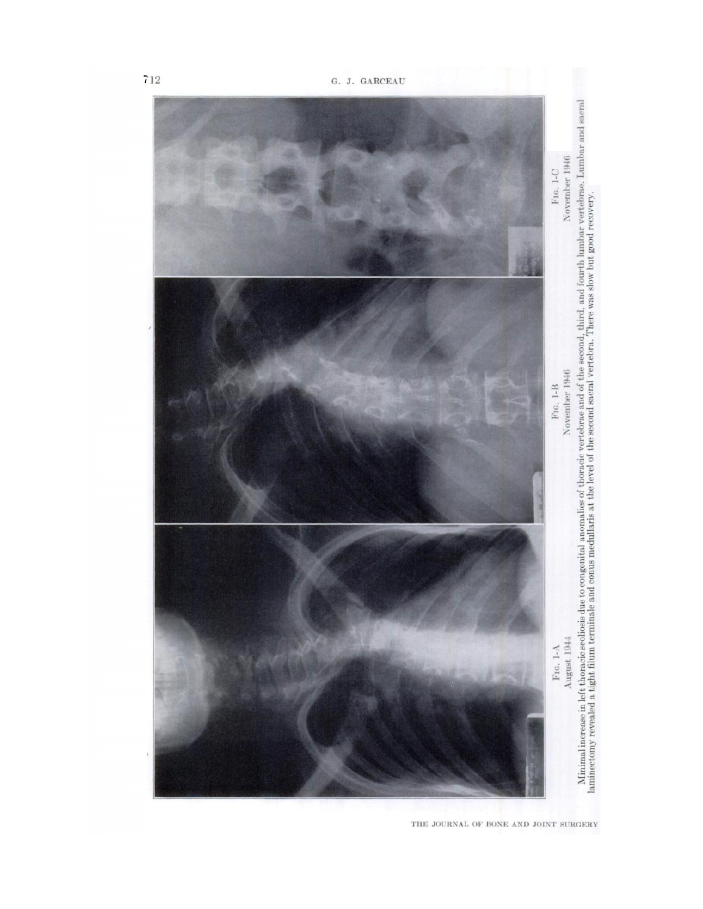Fig. 1-A
August 1944

Fig. 1-B
November 1946

Fig. 1-C
November 1946

Minimal increase in left thoracic scoliosis due to congenital anomalies of thoracic vertebrae and of the second, third, and fourth lumbar vertebrae. Lumbar and sacral laminectomy revealed a tight filum terminale and conus medullaris at the level of the second sacral vertebra. There was slow but good recovery.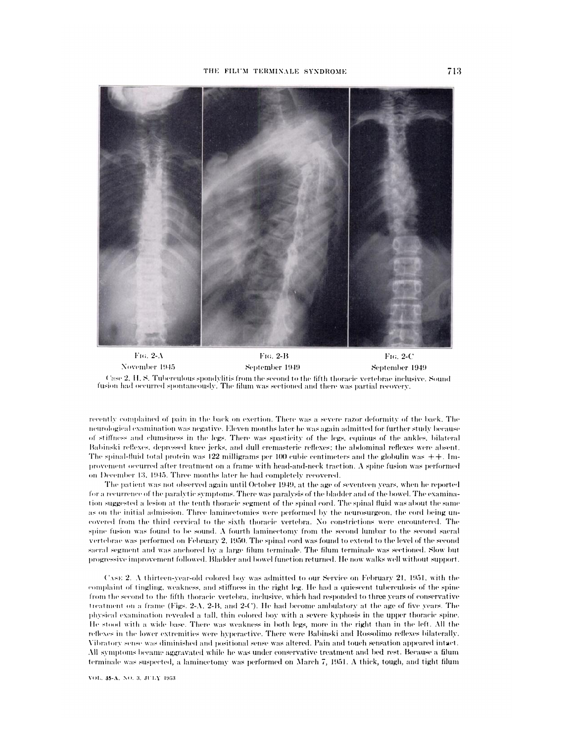Fig. 2-A
November 1945

Fig. 2-B
September 1949

Fig. 2-C
September 1949

Case 2, H. S. Tuberculous spondylitis from the second to the fifth thoracic vertebrae inclusive. Sound fusion had occurred spontaneously. The filum was sectioned and there was partial recovery.

recently complained of pain in the back on exertion. There was a severe razor deformity of the back. The neurological examination was negative. Eleven months later he was again admitted for further study because of stiffness and clumsiness in the legs. There was spasticity of the legs, equinus of the ankles, bilateral Babinski reflexes, depressed knee jerks, and dull cremasteric reflexes; the abdominal reflexes were absent. The spinal-fluid total protein was 122 milligrams per 100 cubic centimeters and the globulin was ++. Improvement occurred after treatment on a frame with head-and-neck traction. A spine fusion was performed on December 13, 1945. Three months later he had completely recovered.

The patient was not observed again until October 1949, at the age of seventeen years, when he reported for a recurrence of the paralytic symptoms. There was paralysis of the bladder and of the bowel. The examination suggested a lesion at the tenth thoracic segment of the spinal cord. The spinal fluid was about the same as on the initial admission. Three laminectomies were performed by the neurosurgeon, the cord being uncovered from the third cervical to the sixth thoracic vertebra. No constrictions were encountered. The spine fusion was found to be sound. A fourth laminectomy from the second lumbar to the second sacral vertebrae was performed on February 2, 1950. The spinal cord was found to extend to the level of the second sacral segment and was anchored by a large filum terminale. The filum terminale was sectioned. Slow but progressive improvement followed. Bladder and bowel function returned. He now walks well without support.

Case 2. A thirteen-year-old colored boy was admitted to our Service on February 21, 1951, with the complaint of tingling, weakness, and stiffness in the right leg. He had a quiescent tuberculosis of the spine from the second to the fifth thoracic vertebra, inclusive, which had responded to three years of conservative treatment on a frame (Figs. 2-A, 2-B, and 2-C). He had become ambulatory at the age of five years. The physical examination revealed a tall, thin colored boy with a severe kyphosis in the upper thoracic spine. He stood with a wide base. There was weakness in both legs, more in the right than in the left. All the reflexes in the lower extremities were hyperactive. There were Babinski and Rossolimo reflexes bilaterally. Vibratory sense was diminished and positional sense was altered. Pain and touch sensation appeared intact. All symptoms became aggravated while he was under conservative treatment and bed rest. Because a filum terminale was suspected, a laminectomy was performed on March 7, 1951. A thick, tough, and tight filum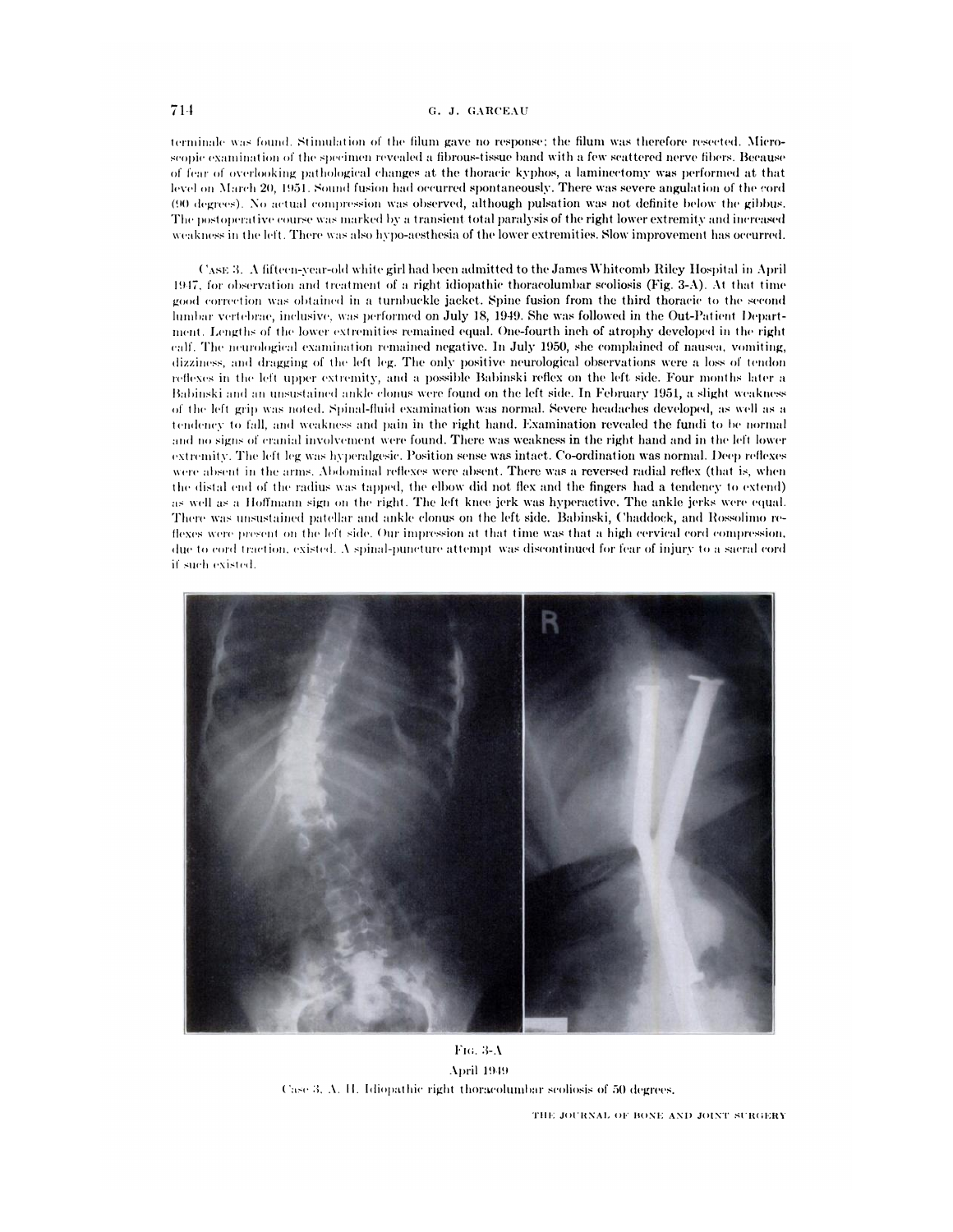terminale was found. Stimulation of the filum gave no response; the filum was therefore resected. Microscopic examination of the specimen revealed a fibrous-tissue band with a few scattered nerve fibers. Because of fear of overlooking pathological changes at the thoracic kyphos, a laminectomy was performed at that level on March 20, 1951. Sound fusion had occurred spontaneously. There was severe angulation of the cord (90 degrees). No actual compression was observed, although pulsation was not definite below the gibbus. The postoperative course was marked by a transient total paralysis of the right lower extremity and increased weakness in the left. There was also hypo-aesthesia of the lower extremities. Slow improvement has occurred.

CASE 3. A fifteen-year-old white girl had been admitted to the James Whitcomb Riley Hospital in April 1947, for observation and treatment of a right idiopathic thoracolumbar scoliosis (Fig. 3-A). At that time good correction was obtained in a turnbuckle jacket. Spine fusion from the third thoracic to the second lumbar vertebrae, inclusive, was performed on July 18, 1949. She was followed in the Out-Patient Department. Lengths of the lower extremities remained equal. One-fourth inch of atrophy developed in the right calf. The neurological examination remained negative. In July 1950, she complained of nausea, vomiting, dizziness, and dragging of the left leg. The only positive neurological observations were a loss of tendon reflexes in the left upper extremity, and a possible Babinski reflex on the left side. Four months later a Babinski and an unsustained ankle clonus were found on the left side. In February 1951, a slight weakness of the left grip was noted. Spinal-fluid examination was normal. Severe headaches developed, as well as a tendency to fall, and weakness and pain in the right hand. Examination revealed the fundi to be normal and no signs of cranial involvement were found. There was weakness in the right hand and in the left lower extremity. The left leg was hyperalgesic. Position sense was intact. Co-ordination was normal. Deep reflexes were absent in the arms. Abdominal reflexes were absent. There was a reversed radial reflex (that is, when the distal end of the radius was tapped, the elbow did not flex and the fingers had a tendency to extend) as well as a Hoffmann sign on the right. The left knee jerk was hyperactive. The ankle jerks were equal. There was unsustained patellar and ankle clonus on the left side. Babinski, Chaddock, and Rossolimo reflexes were present on the left side. Our impression at that time was that a high cervical cord compression, due to cord traction, existed. A spinal-puncture attempt was discontinued for fear of injury to a sacral cord if such existed.

FIG. 3-A

April 1949

Case 3. A. H. Idiopathic right thoracolumbar scoliosis of 50 degrees.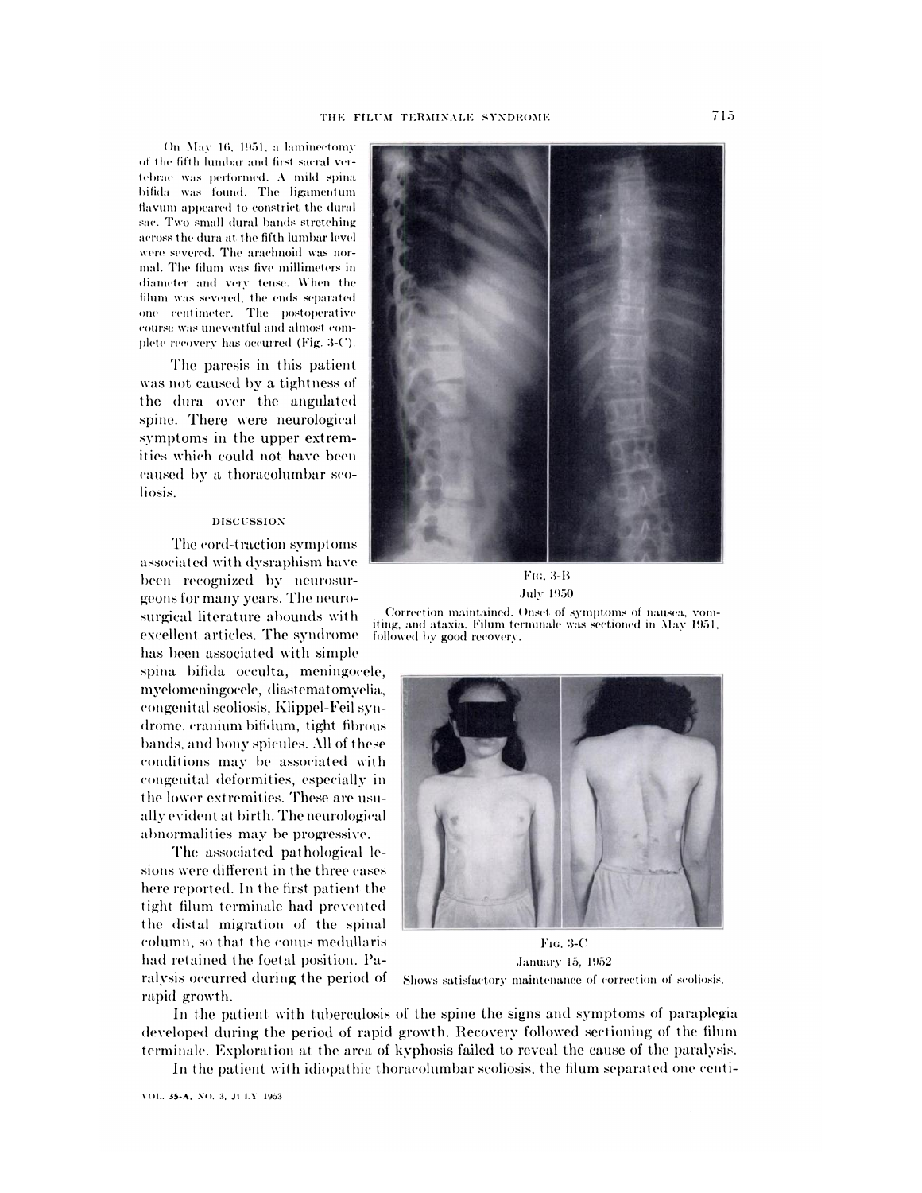On May 16, 1951, a laminectomy of the fifth lumbar and first sacral vertebrae was performed. A mild spina bifida was found. The ligamentum flavum appeared to constrict the dural sac. Two small dural bands stretching across the dura at the fifth lumbar level were severed. The arachnoid was normal. The filum was five millimeters in diameter and very tense. When the filum was severed, the ends separated one centimeter. The postoperative course was uneventful and almost complete recovery has occurred (Fig. 3-C).

The paresis in this patient was not caused by a tightness of the dura over the angulated spine. There were neurological symptoms in the upper extremities which could not have been caused by a thoracolumbar scoliosis.

FIG. 3-B
July 1950

Correction maintained. Onset of symptoms of nausea, vomiting, and ataxia. Filum terminale was sectioned in May 1951, followed by good recovery.

## DISCUSSION

The cord-traction symptoms associated with dysraphism have been recognized by neurosurgeons for many years. The neurosurgical literature abounds with excellent articles. The syndrome has been associated with simple spina bifida occulta, meningocele, myelomeningocele, diastematomyelia, congenital scoliosis, Klippel-Feil syndrome, cranium bifidum, tight fibrous bands, and bony spicules. All of these conditions may be associated with congenital deformities, especially in the lower extremities. These are usually evident at birth. The neurological abnormalities may be progressive.

The associated pathological lesions were different in the three cases here reported. In the first patient the tight filum terminale had prevented the distal migration of the spinal column, so that the conus medullaris had retained the foetal position. Paralysis occurred during the period of rapid growth.

FIG. 3-C
January 15, 1952

Shows satisfactory maintenance of correction of scoliosis.

In the patient with tuberculosis of the spine the signs and symptoms of paraplegia developed during the period of rapid growth. Recovery followed sectioning of the filum terminale. Exploration at the area of kyphosis failed to reveal the cause of the paralysis.

In the patient with idiopathic thoracolumbar scoliosis, the filum separated one centi-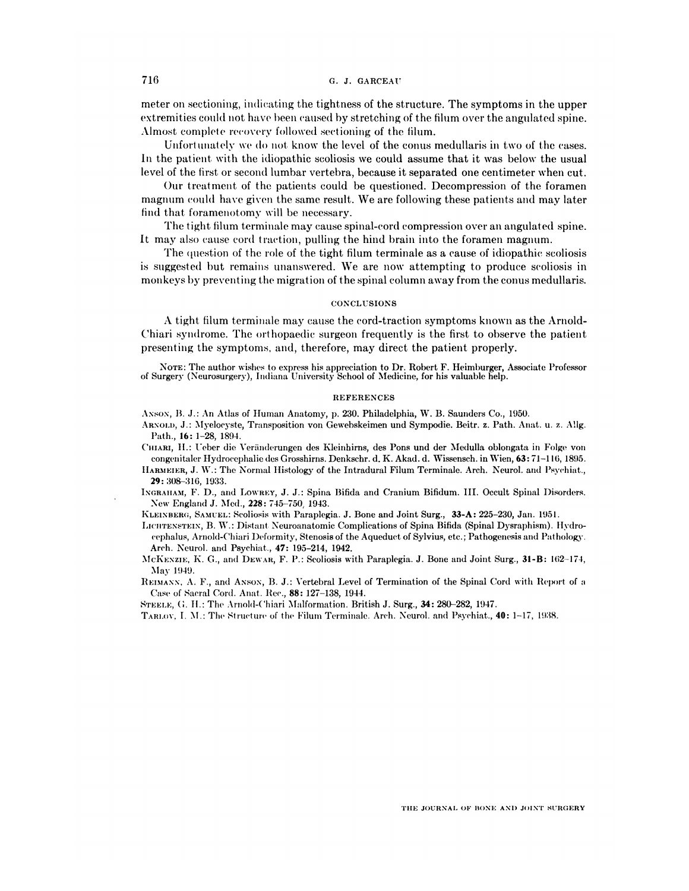meter on sectioning, indicating the tightness of the structure. The symptoms in the upper extremities could not have been caused by stretching of the filum over the angulated spine. Almost complete recovery followed sectioning of the filum.

Unfortunately we do not know the level of the conus medullaris in two of the cases. In the patient with the idiopathic scoliosis we could assume that it was below the usual level of the first or second lumbar vertebra, because it separated one centimeter when cut.

Our treatment of the patients could be questioned. Decompression of the foramen magnum could have given the same result. We are following these patients and may later find that foramenotomy will be necessary.

The tight filum terminale may cause spinal-cord compression over an angulated spine. It may also cause cord traction, pulling the hind brain into the foramen magnum.

The question of the role of the tight filum terminale as a cause of idiopathic scoliosis is suggested but remains unanswered. We are now attempting to produce scoliosis in monkeys by preventing the migration of the spinal column away from the conus medullaris.

## CONCLUSIONS

A tight filum terminale may cause the cord-traction symptoms known as the Arnold-Chiari syndrome. The orthopaedic surgeon frequently is the first to observe the patient presenting the symptoms, and, therefore, may direct the patient properly.

NOTE: The author wishes to express his appreciation to Dr. Robert F. Heimburger, Associate Professor of Surgery (Neurosurgery), Indiana University School of Medicine, for his valuable help.

## REFERENCES

ANSON, B. J.: An Atlas of Human Anatomy, p. 230. Philadelphia, W. B. Saunders Co., 1950.

ARNOLD, J.: Myelocyste, Transposition von Gewebskeimen und Sympodie. Beitr. z. Path. Anat. u. z. Allg. Path., **16**: 1–28, 1894.

CHIARI, H.: Ueber die Veränderungen des Kleinhirns, des Pons und der Medulla oblongata in Folge von congenitaler Hydrocephalie des Grosshirns. Denkschr. d. K. Akad. d. Wissensch. in Wien, **63**: 71–116, 1895.

HARMEIER, J. W.: The Normal Histology of the Intradural Filum Terminale. Arch. Neurol. and Psychiat., **29**: 308–316, 1933.

INGRAHAM, F. D., and LOWREY, J. J.: Spina Bifida and Cranium Bifidum. III. Occult Spinal Disorders. New England J. Med., **228**: 745–750, 1943.

KLEINBERG, SAMUEL: Scoliosis with Paraplegia. J. Bone and Joint Surg., **33-A**: 225–230, Jan. 1951.

LICHTENSTEIN, B. W.: Distant Neuroanatomic Complications of Spina Bifida (Spinal Dysraphism). Hydrocephalus, Arnold-Chiari Deformity, Stenosis of the Aqueduct of Sylvius, etc.; Pathogenesis and Pathology. Arch. Neurol. and Psychiat., **47**: 195–214, 1942.

MCKENZIE, K. G., and DEWAR, F. P.: Scoliosis with Paraplegia. J. Bone and Joint Surg., **31-B**: 162–174, May 1949.

REIMANN, A. F., and ANSON, B. J.: Vertebral Level of Termination of the Spinal Cord with Report of a Case of Sacral Cord. Anat. Rec., **88**: 127–138, 1944.

STEELE, G. H.: The Arnold-Chiari Malformation. British J. Surg., **34**: 280–282, 1947.

TARLOV, I. M.: The Structure of the Filum Terminale. Arch. Neurol. and Psychiat., **40**: 1–17, 1938.